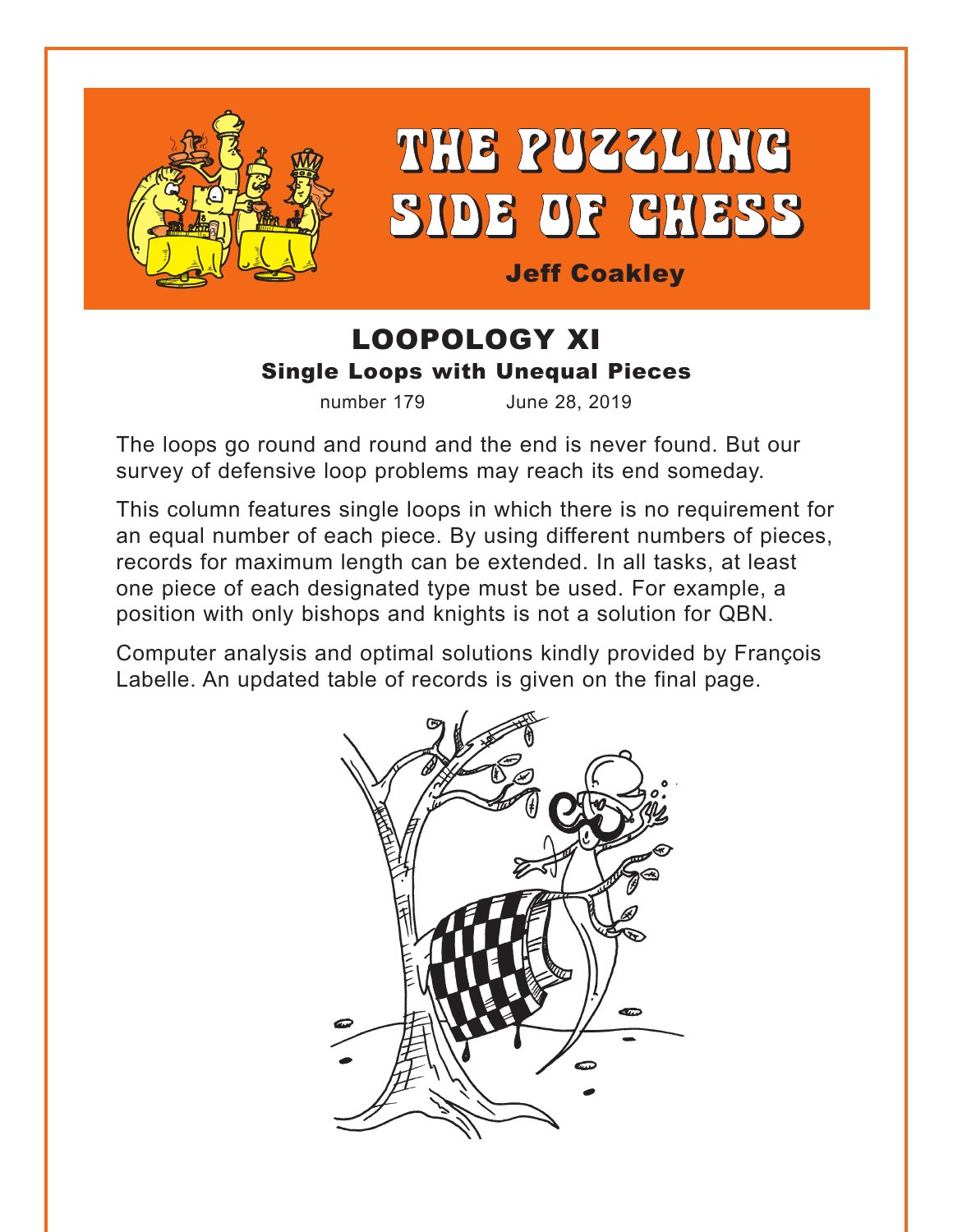# THE PUZZLING SIDE OF CHESS

**Jeff Coakley**

## LOOPOLOGY XI

### Single Loops with Unequal Pieces

number 179 June 28, 2019

The loops go round and round and the end is never found. But our survey of defensive loop problems may reach its end someday.

This column features single loops in which there is no requirement for an equal number of each piece. By using different numbers of pieces, records for maximum length can be extended. In all tasks, at least one piece of each designated type must be used. For example, a position with only bishops and knights is not a solution for QBN.

Computer analysis and optimal solutions kindly provided by François Labelle. An updated table of records is given on the final page.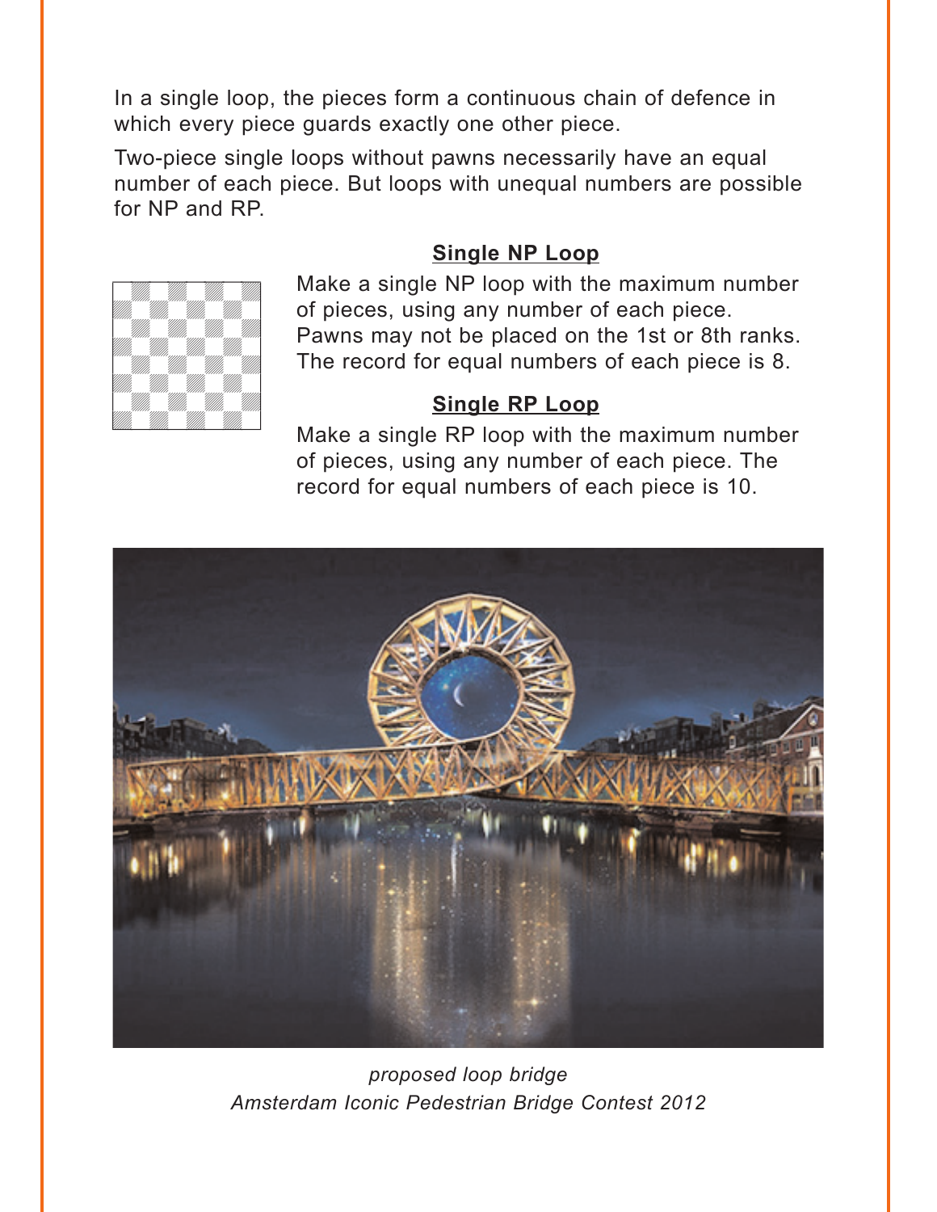In a single loop, the pieces form a continuous chain of defence in which every piece guards exactly one other piece.

Two-piece single loops without pawns necessarily have an equal number of each piece. But loops with unequal numbers are possible for NP and RP.

### Single NP Loop

Make a single NP loop with the maximum number of pieces, using any number of each piece. Pawns may not be placed on the 1st or 8th ranks. The record for equal numbers of each piece is 8.

### Single RP Loop

Make a single RP loop with the maximum number of pieces, using any number of each piece. The record for equal numbers of each piece is 10.

*proposed loop bridge*
*Amsterdam Iconic Pedestrian Bridge Contest 2012*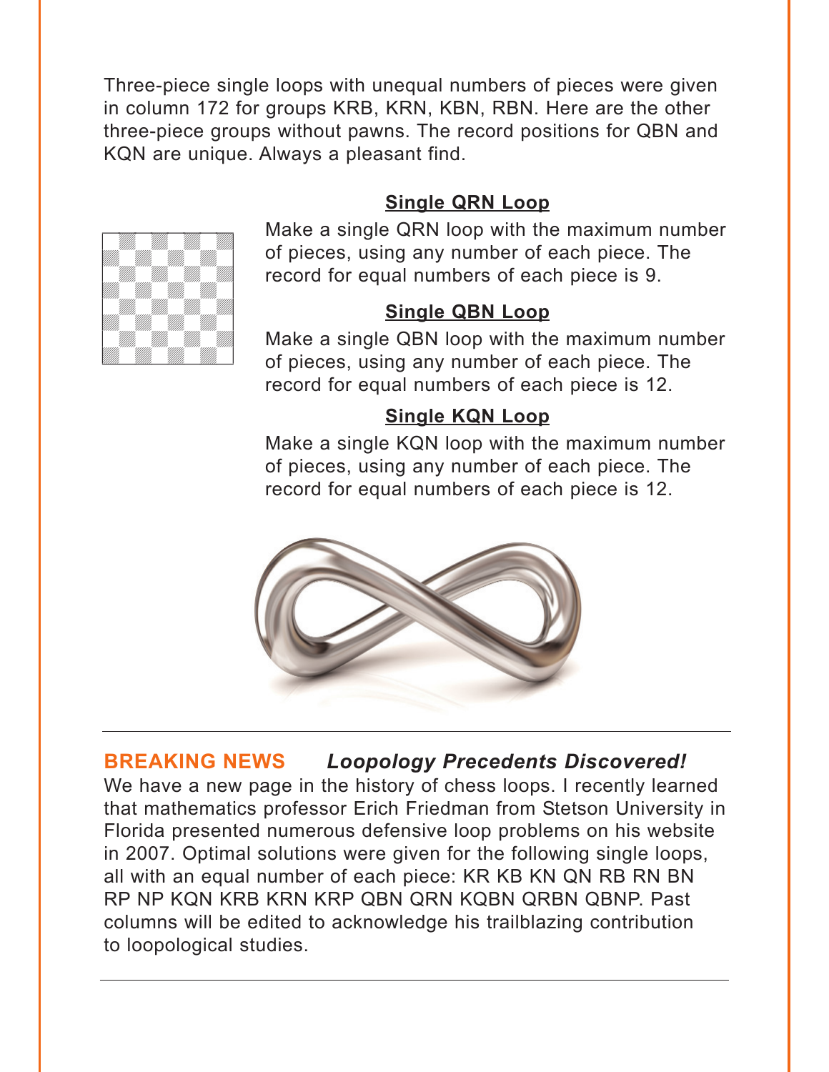Three-piece single loops with unequal numbers of pieces were given in column 172 for groups KRB, KRN, KBN, RBN. Here are the other three-piece groups without pawns. The record positions for QBN and KQN are unique. Always a pleasant find.

### Single QRN Loop

Make a single QRN loop with the maximum number of pieces, using any number of each piece. The record for equal numbers of each piece is 9.

### Single QBN Loop

Make a single QBN loop with the maximum number of pieces, using any number of each piece. The record for equal numbers of each piece is 12.

### Single KQN Loop

Make a single KQN loop with the maximum number of pieces, using any number of each piece. The record for equal numbers of each piece is 12.

---

**BREAKING NEWS** ***Loopology Precedents Discovered!***

We have a new page in the history of chess loops. I recently learned that mathematics professor Erich Friedman from Stetson University in Florida presented numerous defensive loop problems on his website in 2007. Optimal solutions were given for the following single loops, all with an equal number of each piece: KR KB KN QN RB RN BN RP NP KQN KRB KRN KRP QBN QRN KQBN QRBN QBNP. Past columns will be edited to acknowledge his trailblazing contribution to loopological studies.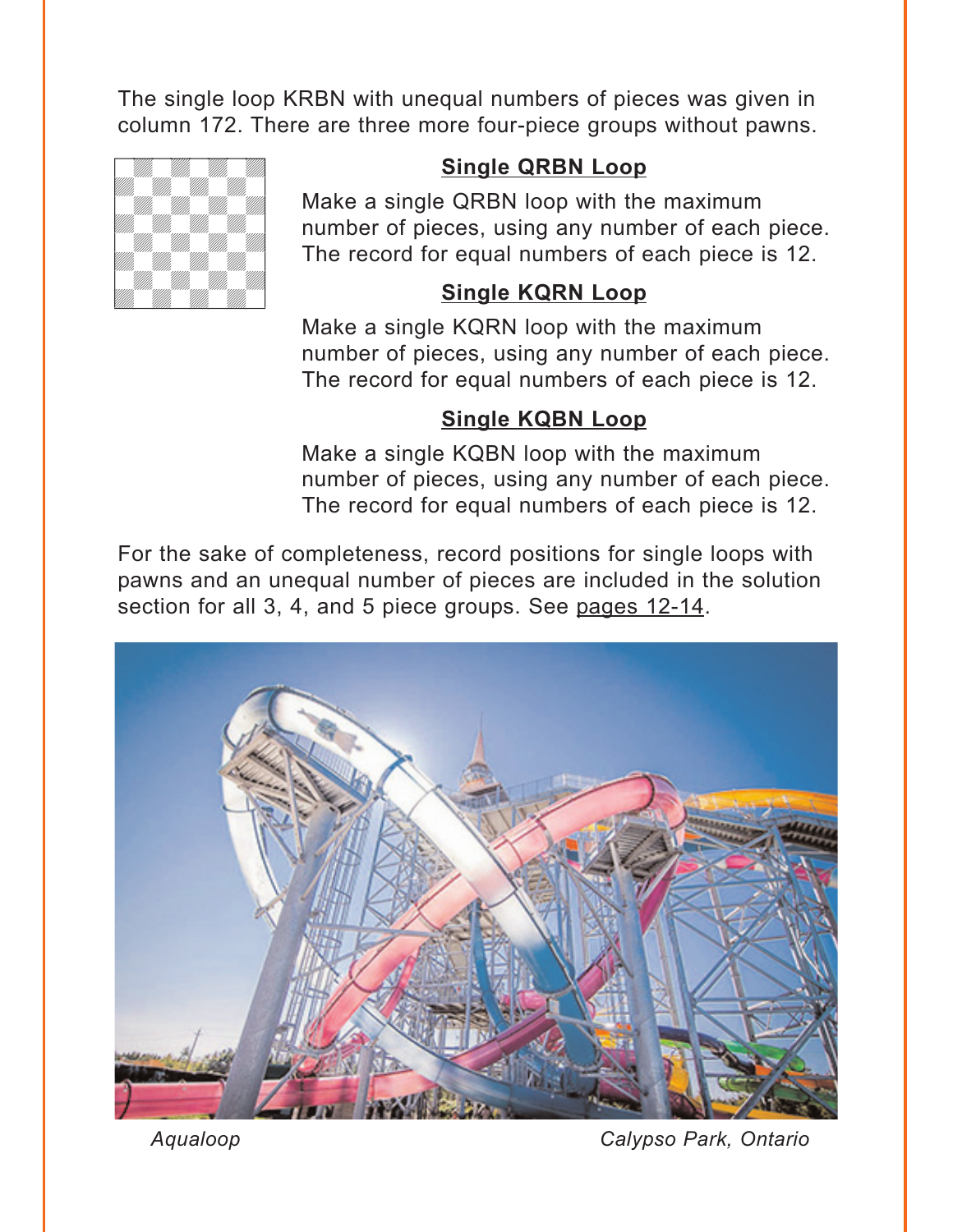The single loop KRBN with unequal numbers of pieces was given in column 172. There are three more four-piece groups without pawns.

### Single QRBN Loop

Make a single QRBN loop with the maximum number of pieces, using any number of each piece. The record for equal numbers of each piece is 12.

### Single KQRN Loop

Make a single KQRN loop with the maximum number of pieces, using any number of each piece. The record for equal numbers of each piece is 12.

### Single KQBN Loop

Make a single KQBN loop with the maximum number of pieces, using any number of each piece. The record for equal numbers of each piece is 12.

For the sake of completeness, record positions for single loops with pawns and an unequal number of pieces are included in the solution section for all 3, 4, and 5 piece groups. See pages 12-14.

*Aqualoop* *Calypso Park, Ontario*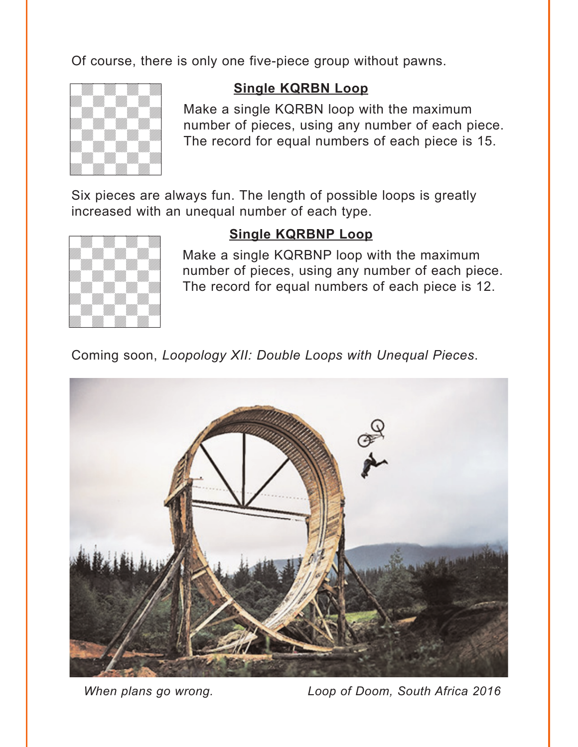Of course, there is only one five-piece group without pawns.

**Single KQRBN Loop**

Make a single KQRBN loop with the maximum number of pieces, using any number of each piece. The record for equal numbers of each piece is 15.

Six pieces are always fun. The length of possible loops is greatly increased with an unequal number of each type.

**Single KQRBNP Loop**

Make a single KQRBNP loop with the maximum number of pieces, using any number of each piece. The record for equal numbers of each piece is 12.

Coming soon, *Loopology XII: Double Loops with Unequal Pieces*.

*When plans go wrong.* *Loop of Doom, South Africa 2016*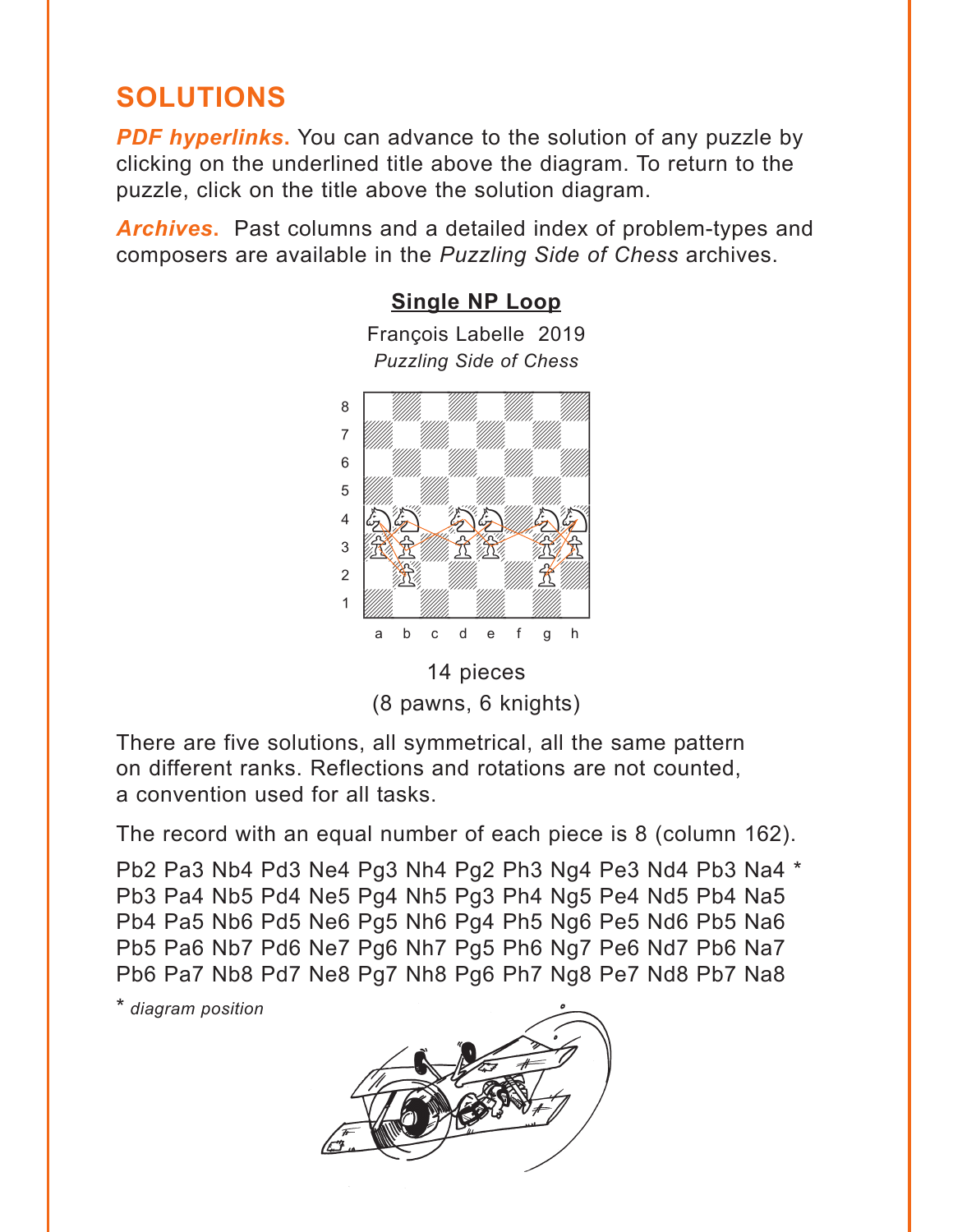# SOLUTIONS

***PDF hyperlinks.*** You can advance to the solution of any puzzle by clicking on the underlined title above the diagram. To return to the puzzle, click on the title above the solution diagram.

***Archives.*** Past columns and a detailed index of problem-types and composers are available in the *Puzzling Side of Chess* archives.

**Single NP Loop**

François Labelle 2019
*Puzzling Side of Chess*

14 pieces
(8 pawns, 6 knights)

There are five solutions, all symmetrical, all the same pattern on different ranks. Reflections and rotations are not counted, a convention used for all tasks.

The record with an equal number of each piece is 8 (column 162).

Pb2 Pa3 Nb4 Pd3 Ne4 Pg3 Nh4 Pg2 Ph3 Ng4 Pe3 Nd4 Pb3 Na4 *
Pb3 Pa4 Nb5 Pd4 Ne5 Pg4 Nh5 Pg3 Ph4 Ng5 Pe4 Nd5 Pb4 Na5
Pb4 Pa5 Nb6 Pd5 Ne6 Pg5 Nh6 Pg4 Ph5 Ng6 Pe5 Nd6 Pb5 Na6
Pb5 Pa6 Nb7 Pd6 Ne7 Pg6 Nh7 Pg5 Ph6 Ng7 Pe6 Nd7 Pb6 Na7
Pb6 Pa7 Nb8 Pd7 Ne8 Pg7 Nh8 Pg6 Ph7 Ng8 Pe7 Nd8 Pb7 Na8

\* *diagram position*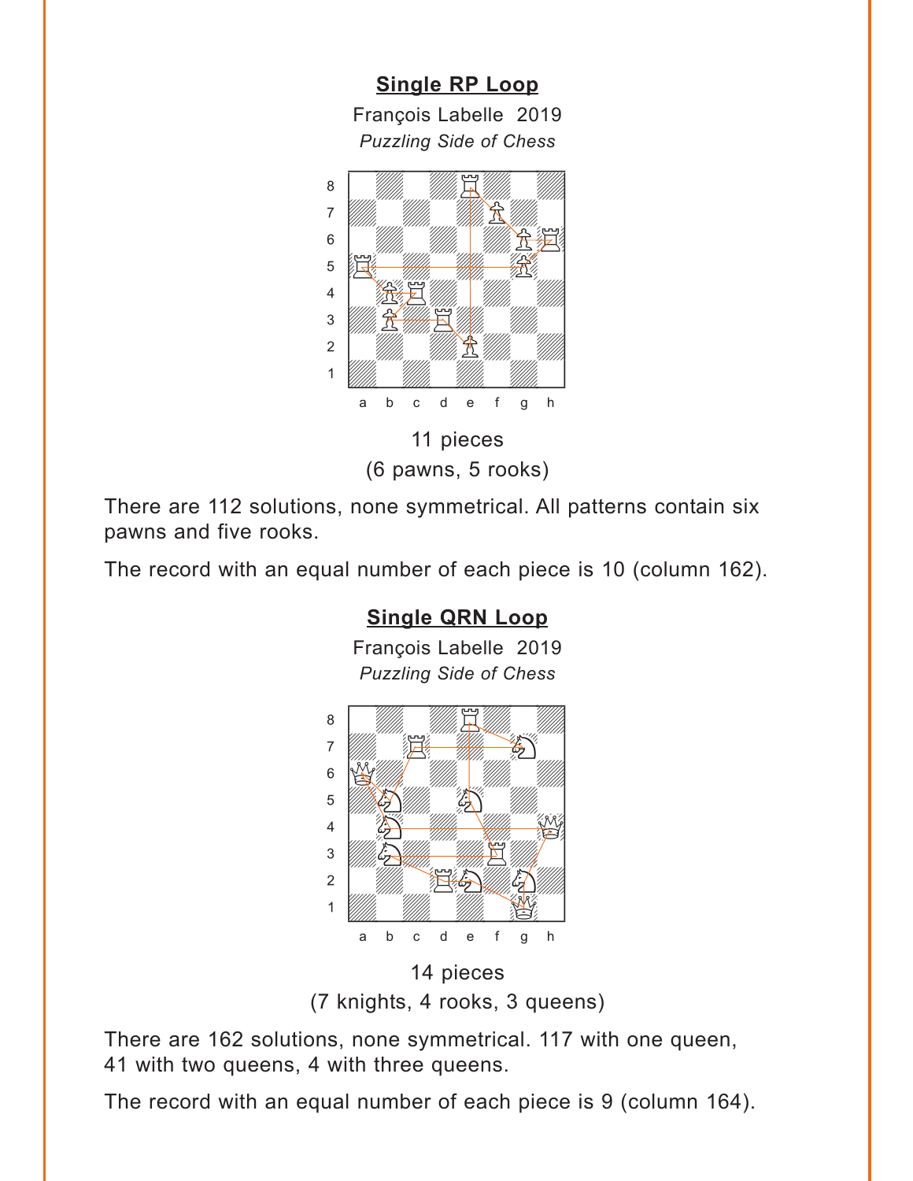## Single RP Loop

François Labelle 2019

*Puzzling Side of Chess*

11 pieces
(6 pawns, 5 rooks)

There are 112 solutions, none symmetrical. All patterns contain six pawns and five rooks.

The record with an equal number of each piece is 10 (column 162).

## Single QRN Loop

François Labelle 2019

*Puzzling Side of Chess*

14 pieces
(7 knights, 4 rooks, 3 queens)

There are 162 solutions, none symmetrical. 117 with one queen, 41 with two queens, 4 with three queens.

The record with an equal number of each piece is 9 (column 164).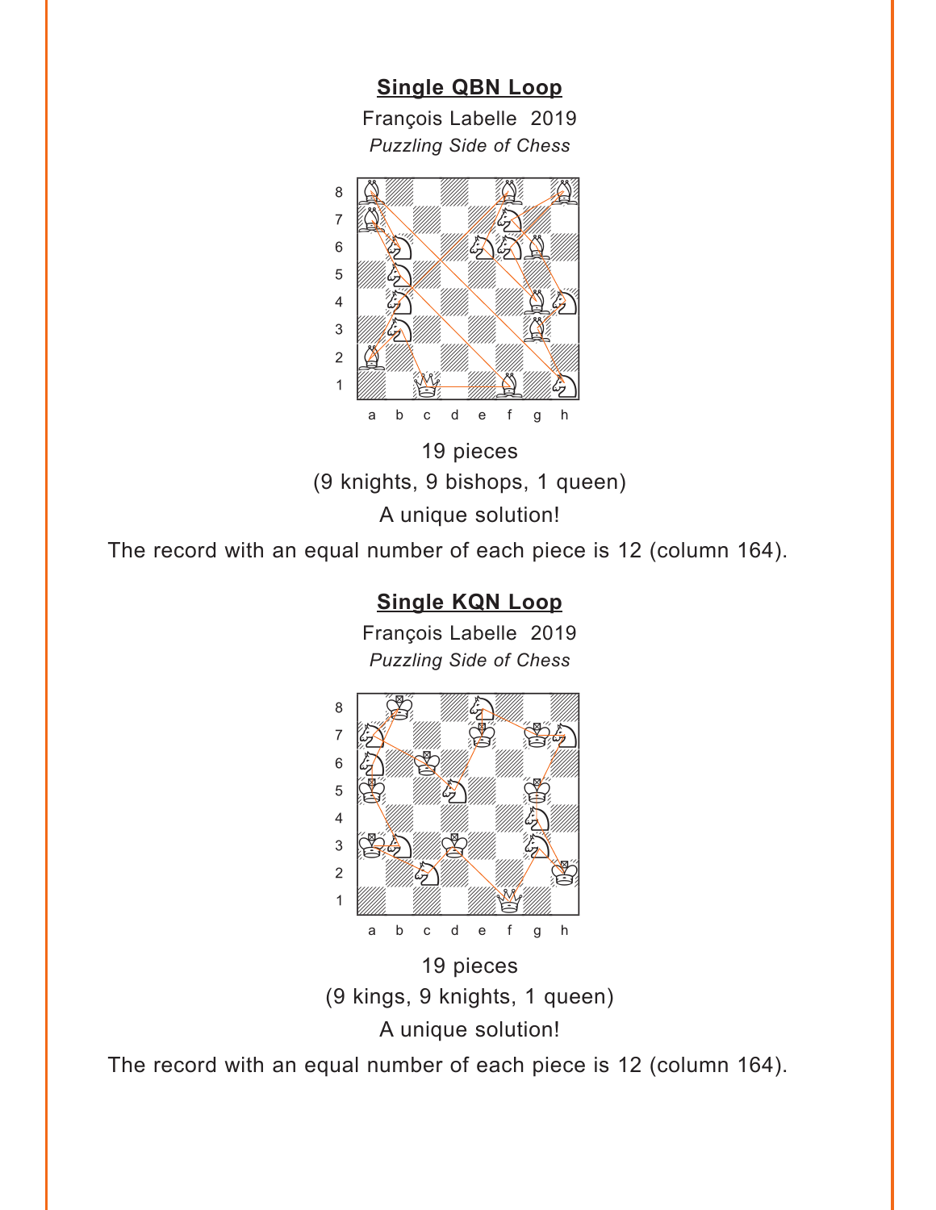## Single QBN Loop

François Labelle 2019

*Puzzling Side of Chess*

19 pieces

(9 knights, 9 bishops, 1 queen)

A unique solution!

The record with an equal number of each piece is 12 (column 164).

## Single KQN Loop

François Labelle 2019

*Puzzling Side of Chess*

19 pieces

(9 kings, 9 knights, 1 queen)

A unique solution!

The record with an equal number of each piece is 12 (column 164).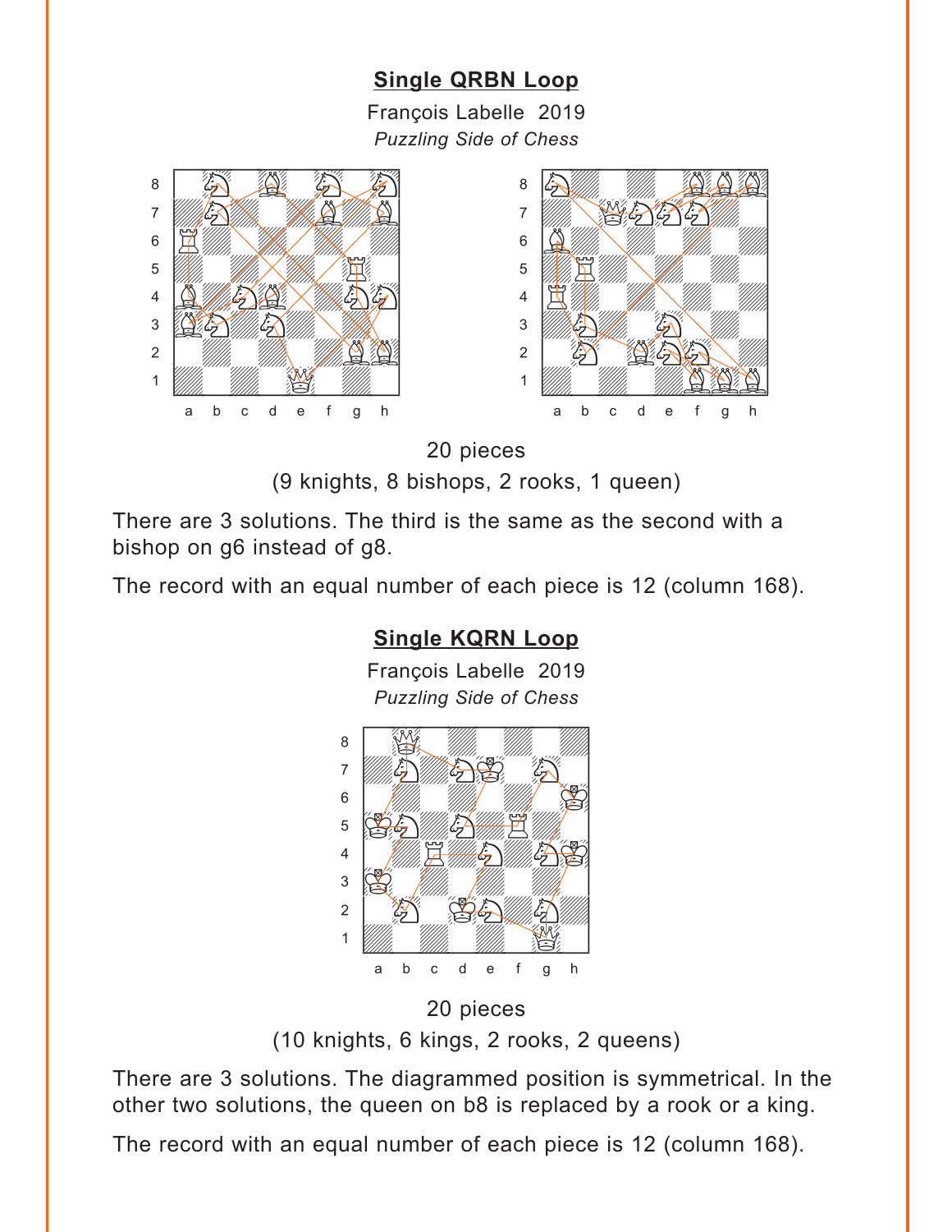## Single QRBN Loop

François Labelle 2019

*Puzzling Side of Chess*

20 pieces

(9 knights, 8 bishops, 2 rooks, 1 queen)

There are 3 solutions. The third is the same as the second with a bishop on g6 instead of g8.

The record with an equal number of each piece is 12 (column 168).

## Single KQRN Loop

François Labelle 2019

*Puzzling Side of Chess*

20 pieces

(10 knights, 6 kings, 2 rooks, 2 queens)

There are 3 solutions. The diagrammed position is symmetrical. In the other two solutions, the queen on b8 is replaced by a rook or a king.

The record with an equal number of each piece is 12 (column 168).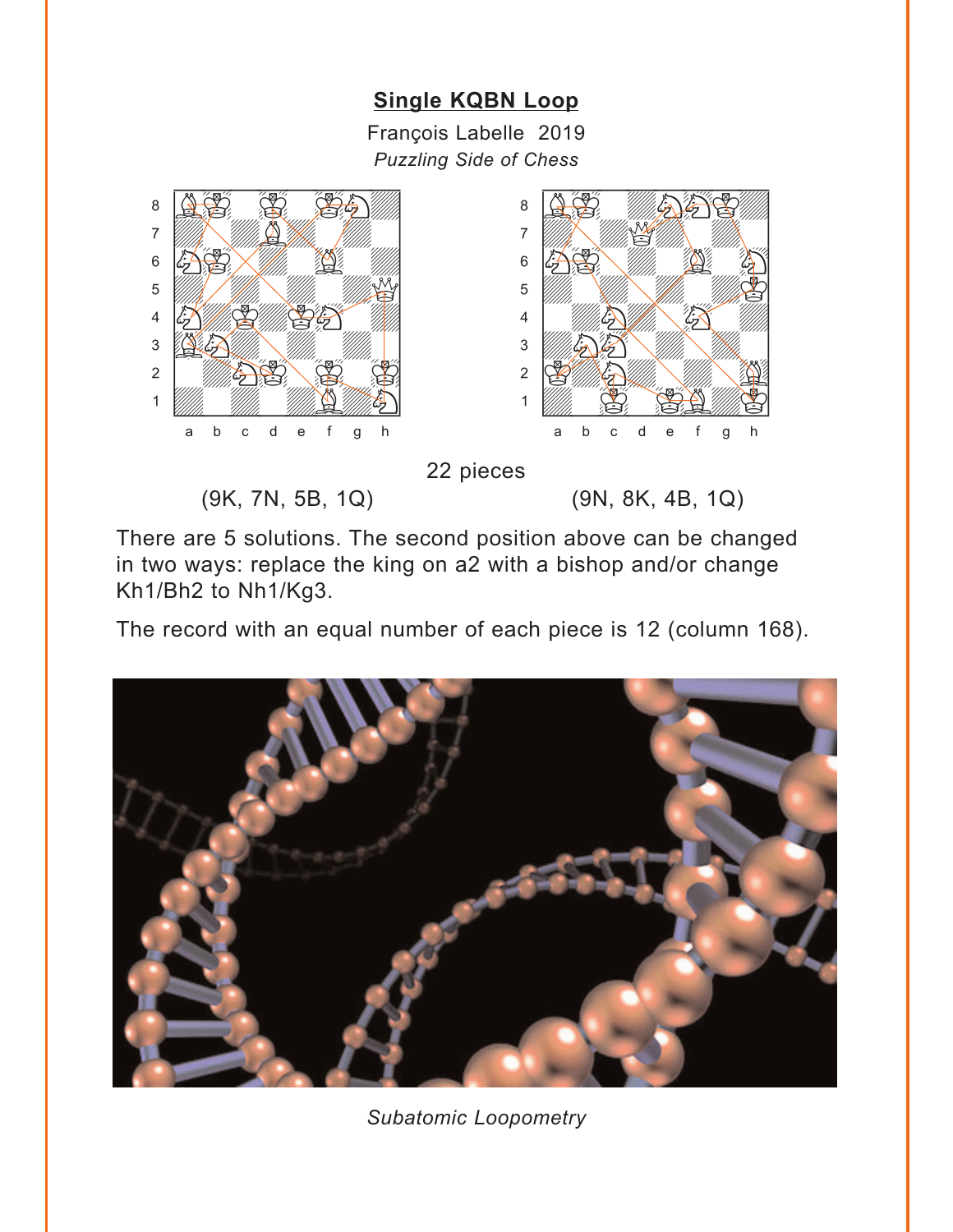## Single KQBN Loop

François Labelle 2019

*Puzzling Side of Chess*

22 pieces

(9K, 7N, 5B, 1Q) (9N, 8K, 4B, 1Q)

There are 5 solutions. The second position above can be changed in two ways: replace the king on a2 with a bishop and/or change Kh1/Bh2 to Nh1/Kg3.

The record with an equal number of each piece is 12 (column 168).

*Subatomic Loopometry*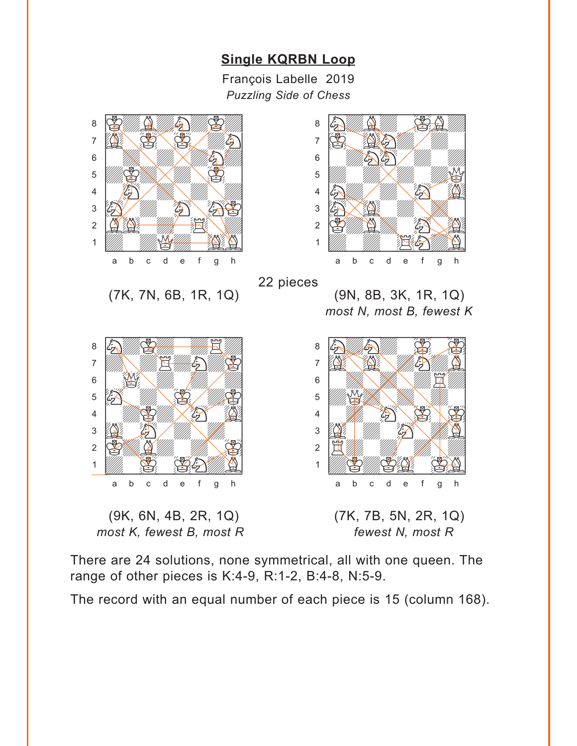## Single KQRBN Loop

François Labelle 2019

*Puzzling Side of Chess*

22 pieces

(7K, 7N, 6B, 1R, 1Q)

(9N, 8B, 3K, 1R, 1Q)
*most N, most B, fewest K*

(9K, 6N, 4B, 2R, 1Q)
*most K, fewest B, most R*

(7K, 7B, 5N, 2R, 1Q)
*fewest N, most R*

There are 24 solutions, none symmetrical, all with one queen. The range of other pieces is K:4-9, R:1-2, B:4-8, N:5-9.

The record with an equal number of each piece is 15 (column 168).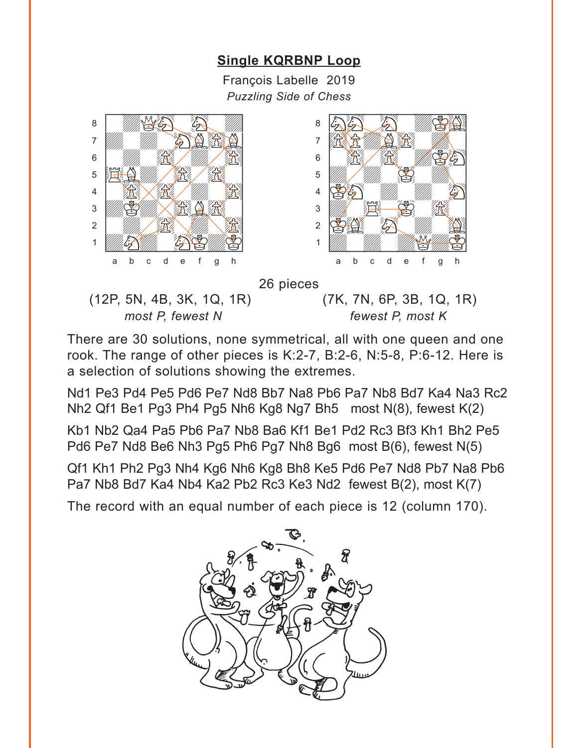## Single KQRBNP Loop

François Labelle 2019

*Puzzling Side of Chess*

26 pieces

(12P, 5N, 4B, 3K, 1Q, 1R)
*most P, fewest N*

(7K, 7N, 6P, 3B, 1Q, 1R)
*fewest P, most K*

There are 30 solutions, none symmetrical, all with one queen and one rook. The range of other pieces is K:2-7, B:2-6, N:5-8, P:6-12. Here is a selection of solutions showing the extremes.

Nd1 Pe3 Pd4 Pe5 Pd6 Pe7 Nd8 Bb7 Na8 Pb6 Pa7 Nb8 Bd7 Ka4 Na3 Rc2 Nh2 Qf1 Be1 Pg3 Ph4 Pg5 Nh6 Kg8 Ng7 Bh5 most N(8), fewest K(2)

Kb1 Nb2 Qa4 Pa5 Pb6 Pa7 Nb8 Ba6 Kf1 Be1 Pd2 Rc3 Bf3 Kh1 Bh2 Pe5 Pd6 Pe7 Nd8 Be6 Nh3 Pg5 Ph6 Pg7 Nh8 Bg6 most B(6), fewest N(5)

Qf1 Kh1 Ph2 Pg3 Nh4 Kg6 Nh6 Kg8 Bh8 Ke5 Pd6 Pe7 Nd8 Pb7 Na8 Pb6 Pa7 Nb8 Bd7 Ka4 Nb4 Ka2 Pb2 Rc3 Ke3 Nd2 fewest B(2), most K(7)

The record with an equal number of each piece is 12 (column 170).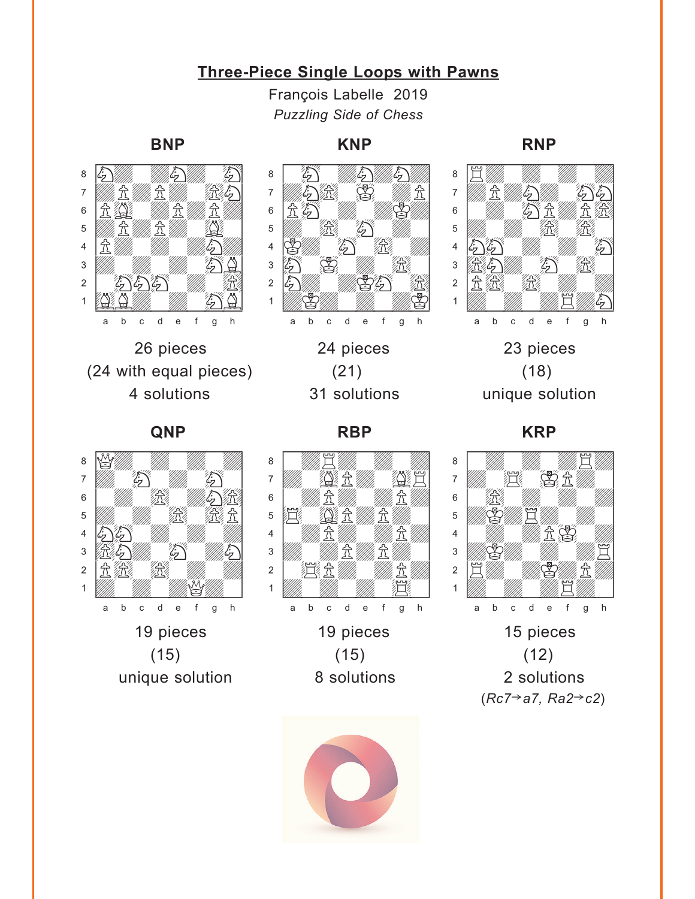# Three-Piece Single Loops with Pawns

François Labelle 2019

*Puzzling Side of Chess*

### BNP

26 pieces

(24 with equal pieces)

4 solutions

### KNP

24 pieces

(21)

31 solutions

### RNP

23 pieces

(18)

unique solution

### QNP

19 pieces

(15)

unique solution

### RBP

19 pieces

(15)

8 solutions

### KRP

15 pieces

(12)

2 solutions

(*Rc7→a7, Ra2→c2*)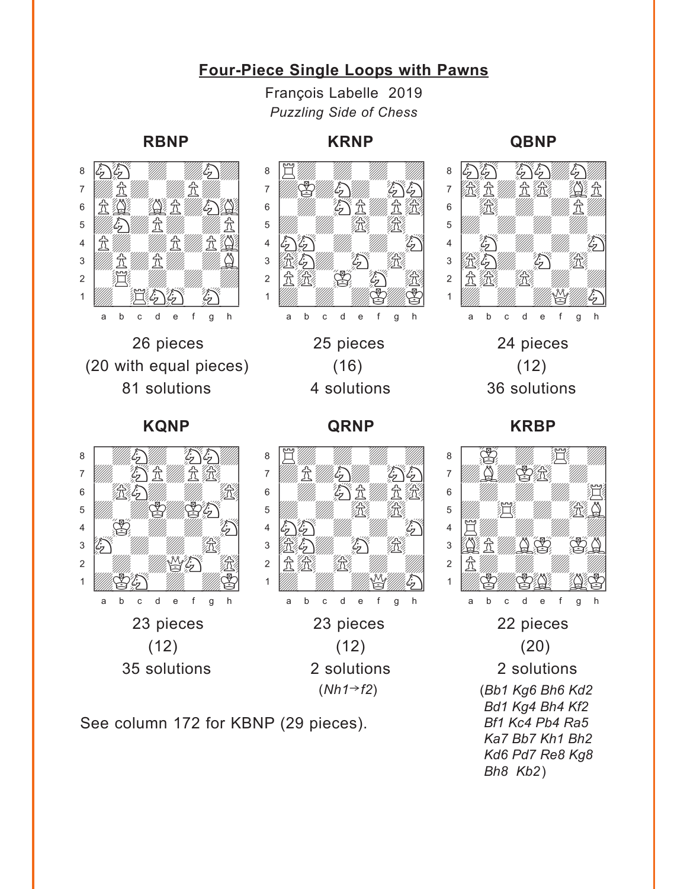## Four-Piece Single Loops with Pawns

François Labelle 2019

*Puzzling Side of Chess*

**RBNP**

26 pieces
(20 with equal pieces)
81 solutions

**KRNP**

25 pieces
(16)
4 solutions

**QBNP**

24 pieces
(12)
36 solutions

**KQNP**

23 pieces
(12)
35 solutions

**QRNP**

23 pieces
(12)
2 solutions
(*Nh1→f2*)

**KRBP**

22 pieces
(20)
2 solutions
(*Bb1 Kg6 Bh6 Kd2 Bd1 Kg4 Bh4 Kf2 Bf1 Kc4 Pb4 Ra5 Ka7 Bb7 Kh1 Bh2 Kd6 Pd7 Re8 Kg8 Bh8 Kb2*)

See column 172 for KBNP (29 pieces).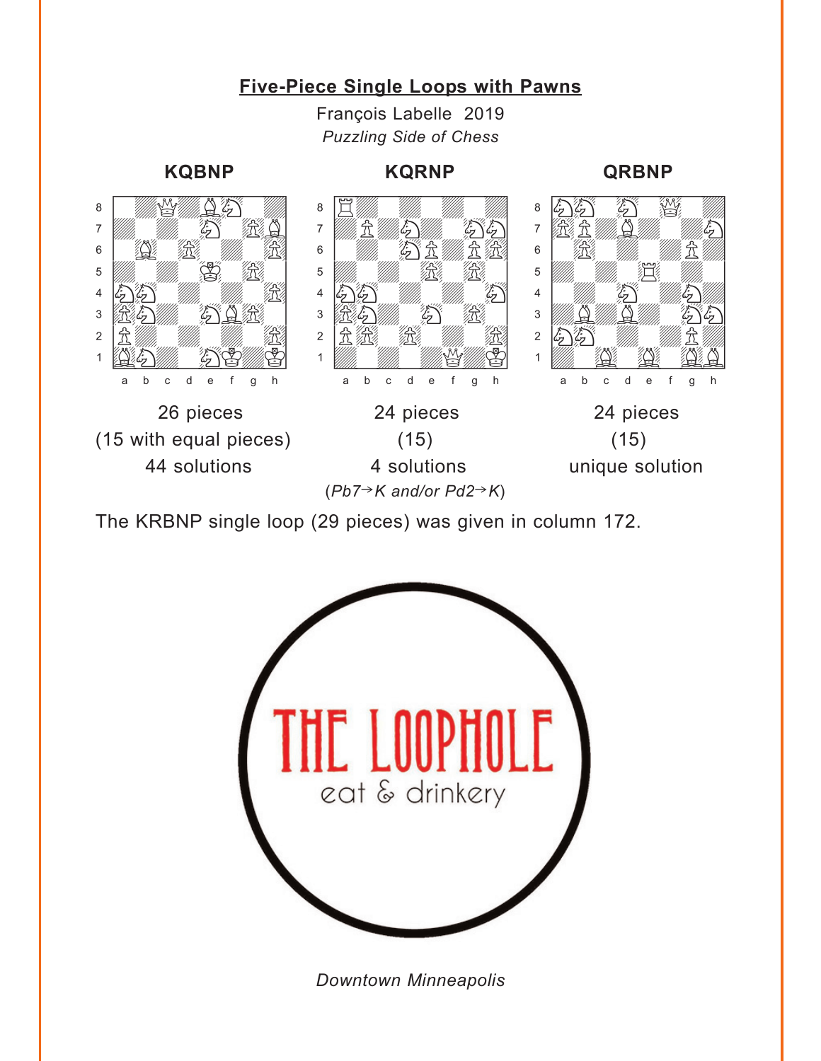## Five-Piece Single Loops with Pawns

François Labelle 2019
*Puzzling Side of Chess*

| KQBNP | KQRNP | QRBNP |
|---|---|---|
| 26 pieces | 24 pieces | 24 pieces |
| (15 with equal pieces) | (15) | (15) |
| 44 solutions | 4 solutions | unique solution |
| | *(Pb7→K and/or Pd2→K)* | |

The KRBNP single loop (29 pieces) was given in column 172.

THE LOOPHOLE
eat & drinkery

*Downtown Minneapolis*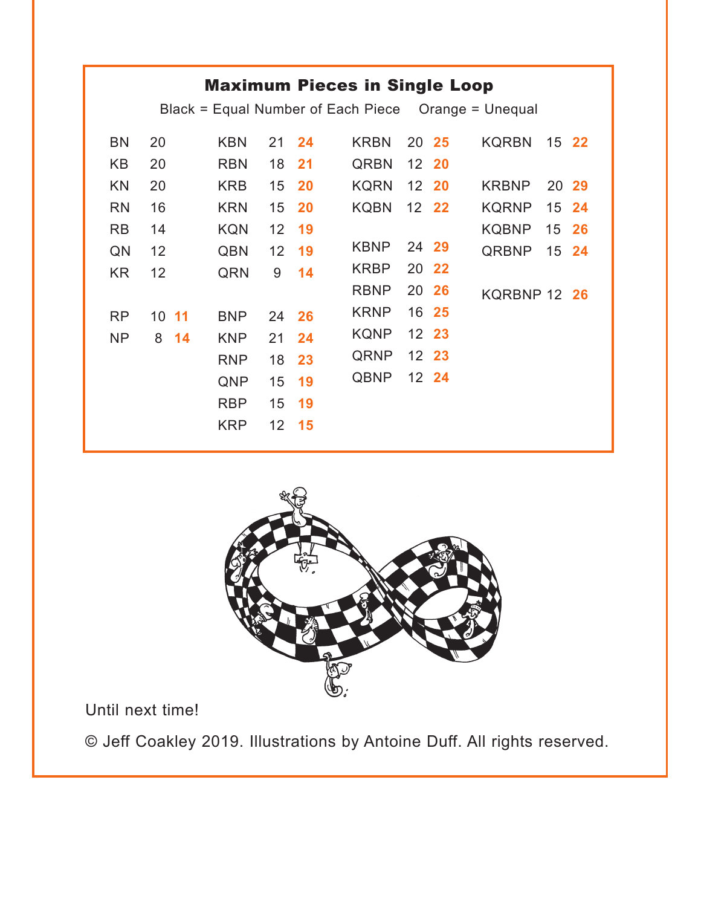## Maximum Pieces in Single Loop

Black = Equal Number of Each Piece   Orange = Unequal

| | | | | | | | | | | | |
|---|---|---|---|---|---|---|---|---|---|---|---|
| BN | 20 | | KBN | 21 | **24** | KRBN | 20 | **25** | KQRBN | 15 | **22** |
| KB | 20 | | RBN | 18 | **21** | QRBN | 12 | **20** | | | |
| KN | 20 | | KRB | 15 | **20** | KQRN | 12 | **20** | KRBNP | 20 | **29** |
| RN | 16 | | KRN | 15 | **20** | KQBN | 12 | **22** | KQRNP | 15 | **24** |
| RB | 14 | | KQN | 12 | **19** | | | | KQBNP | 15 | **26** |
| QN | 12 | | QBN | 12 | **19** | KBNP | 24 | **29** | QRBNP | 15 | **24** |
| KR | 12 | | QRN | 9 | **14** | KRBP | 20 | **22** | | | |
| | | | | | | RBNP | 20 | **26** | KQRBNP | 12 | **26** |
| RP | 10 | **11** | BNP | 24 | **26** | KRNP | 16 | **25** | | | |
| NP | 8 | **14** | KNP | 21 | **24** | KQNP | 12 | **23** | | | |
| | | | RNP | 18 | **23** | QRNP | 12 | **23** | | | |
| | | | QNP | 15 | **19** | QBNP | 12 | **24** | | | |
| | | | RBP | 15 | **19** | | | | | | |
| | | | KRP | 12 | **15** | | | | | | |

Until next time!

© Jeff Coakley 2019. Illustrations by Antoine Duff. All rights reserved.